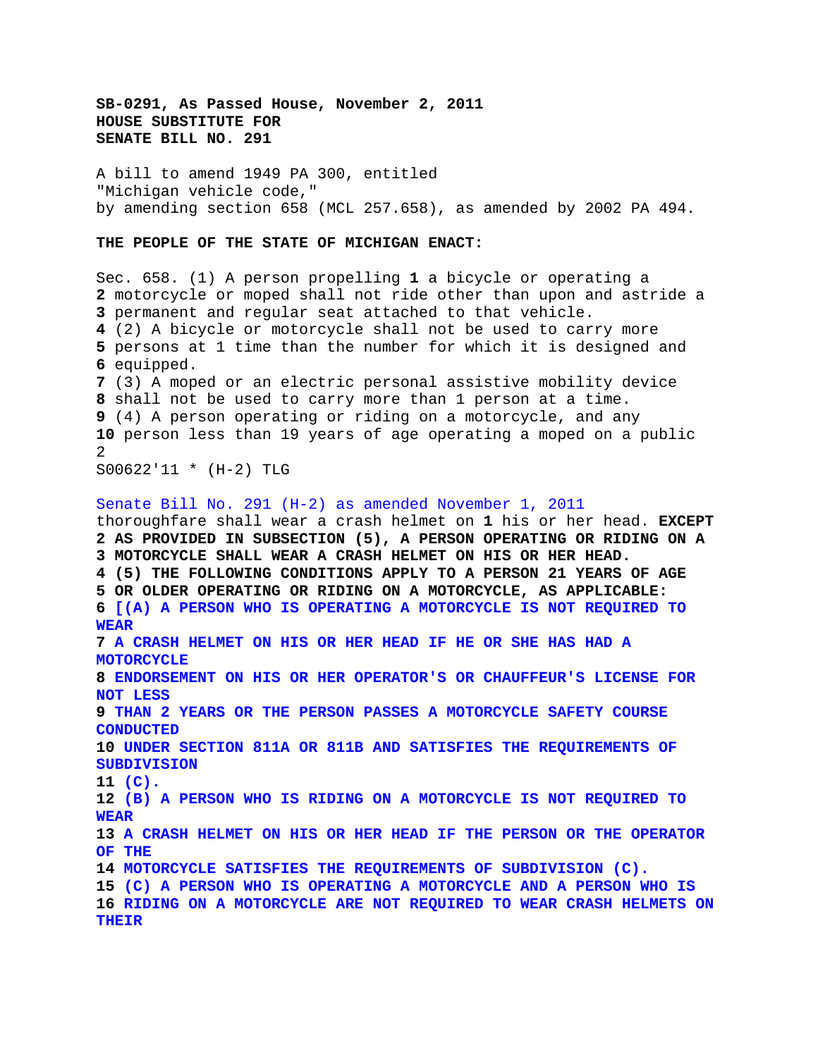**SB-0291, As Passed House, November 2, 2011**
**HOUSE SUBSTITUTE FOR**
**SENATE BILL NO. 291**

A bill to amend 1949 PA 300, entitled
"Michigan vehicle code,"
by amending section 658 (MCL 257.658), as amended by 2002 PA 494.

**THE PEOPLE OF THE STATE OF MICHIGAN ENACT:**

Sec. 658. (1) A person propelling **1** a bicycle or operating a
**2** motorcycle or moped shall not ride other than upon and astride a
**3** permanent and regular seat attached to that vehicle.
**4** (2) A bicycle or motorcycle shall not be used to carry more
**5** persons at 1 time than the number for which it is designed and
**6** equipped.
**7** (3) A moped or an electric personal assistive mobility device
**8** shall not be used to carry more than 1 person at a time.
**9** (4) A person operating or riding on a motorcycle, and any
**10** person less than 19 years of age operating a moped on a public

S00622'11 * (H-2) TLG

Senate Bill No. 291 (H-2) as amended November 1, 2011
thoroughfare shall wear a crash helmet on **1** his or her head. **EXCEPT**
**2 AS PROVIDED IN SUBSECTION (5), A PERSON OPERATING OR RIDING ON A**
**3 MOTORCYCLE SHALL WEAR A CRASH HELMET ON HIS OR HER HEAD.**
**4 (5) THE FOLLOWING CONDITIONS APPLY TO A PERSON 21 YEARS OF AGE**
**5 OR OLDER OPERATING OR RIDING ON A MOTORCYCLE, AS APPLICABLE:**
**6 [(A) A PERSON WHO IS OPERATING A MOTORCYCLE IS NOT REQUIRED TO WEAR**
**7 A CRASH HELMET ON HIS OR HER HEAD IF HE OR SHE HAS HAD A MOTORCYCLE**
**8 ENDORSEMENT ON HIS OR HER OPERATOR'S OR CHAUFFEUR'S LICENSE FOR NOT LESS**
**9 THAN 2 YEARS OR THE PERSON PASSES A MOTORCYCLE SAFETY COURSE CONDUCTED**
**10 UNDER SECTION 811A OR 811B AND SATISFIES THE REQUIREMENTS OF SUBDIVISION**
**11 (C).**
**12 (B) A PERSON WHO IS RIDING ON A MOTORCYCLE IS NOT REQUIRED TO WEAR**
**13 A CRASH HELMET ON HIS OR HER HEAD IF THE PERSON OR THE OPERATOR OF THE**
**14 MOTORCYCLE SATISFIES THE REQUIREMENTS OF SUBDIVISION (C).**
**15 (C) A PERSON WHO IS OPERATING A MOTORCYCLE AND A PERSON WHO IS**
**16 RIDING ON A MOTORCYCLE ARE NOT REQUIRED TO WEAR CRASH HELMETS ON THEIR**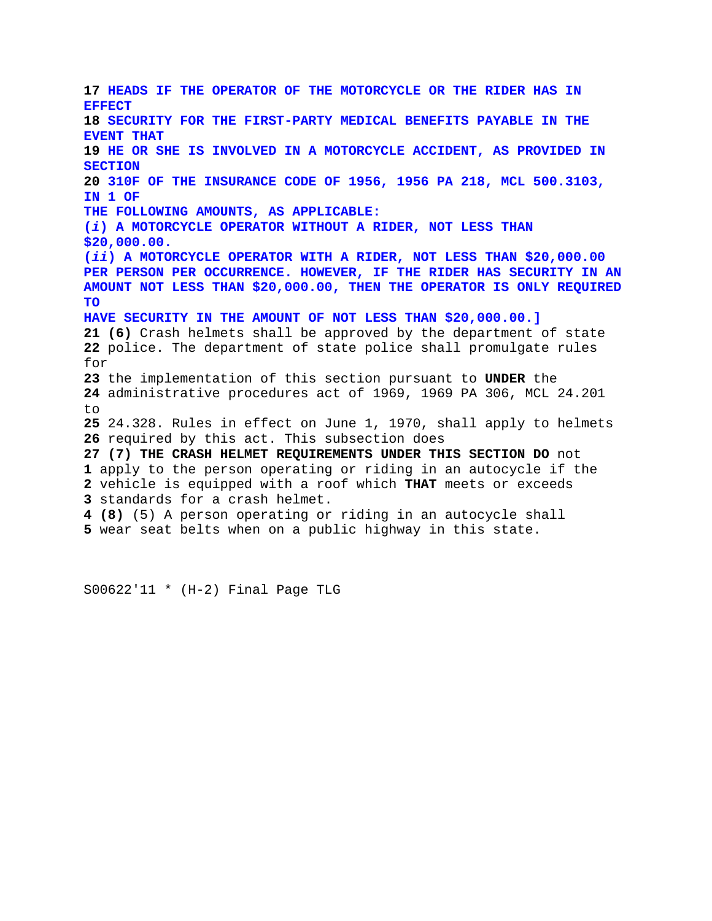17 **HEADS IF THE OPERATOR OF THE MOTORCYCLE OR THE RIDER HAS IN EFFECT**
18 **SECURITY FOR THE FIRST-PARTY MEDICAL BENEFITS PAYABLE IN THE EVENT THAT**
19 **HE OR SHE IS INVOLVED IN A MOTORCYCLE ACCIDENT, AS PROVIDED IN SECTION**
20 **310F OF THE INSURANCE CODE OF 1956, 1956 PA 218, MCL 500.3103, IN 1 OF**
**THE FOLLOWING AMOUNTS, AS APPLICABLE:**
**(*i*) A MOTORCYCLE OPERATOR WITHOUT A RIDER, NOT LESS THAN $20,000.00.**
**(*ii*) A MOTORCYCLE OPERATOR WITH A RIDER, NOT LESS THAN $20,000.00 PER PERSON PER OCCURRENCE. HOWEVER, IF THE RIDER HAS SECURITY IN AN AMOUNT NOT LESS THAN $20,000.00, THEN THE OPERATOR IS ONLY REQUIRED TO**
**HAVE SECURITY IN THE AMOUNT OF NOT LESS THAN $20,000.00.]**
21 **(6)** Crash helmets shall be approved by the department of state
22 police. The department of state police shall promulgate rules for
23 the implementation of this section pursuant to **UNDER** the
24 administrative procedures act of 1969, 1969 PA 306, MCL 24.201 to
25 24.328. Rules in effect on June 1, 1970, shall apply to helmets
26 required by this act. This subsection does
27 **(7) THE CRASH HELMET REQUIREMENTS UNDER THIS SECTION DO** not
1 apply to the person operating or riding in an autocycle if the
2 vehicle is equipped with a roof which **THAT** meets or exceeds
3 standards for a crash helmet.
4 **(8)** (5) A person operating or riding in an autocycle shall
5 wear seat belts when on a public highway in this state.

S00622'11 * (H-2) Final Page TLG